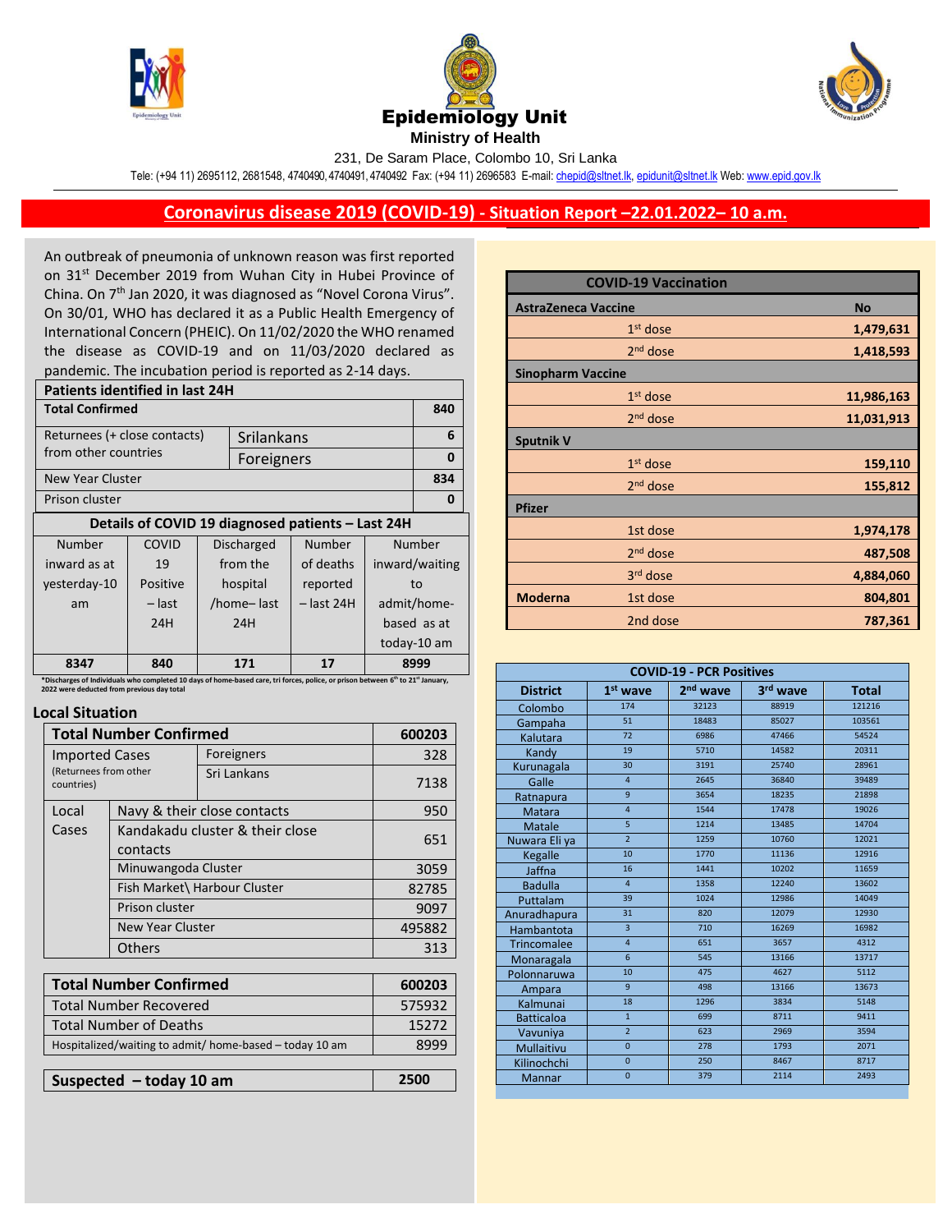# Epidemiology Unit

**Ministry of Health**

231, De Saram Place, Colombo 10, Sri Lanka

Tele: (+94 11) 2695112, 2681548, 4740490, 4740491, 4740492 Fax: (+94 11) 2696583 E-mail: chepid@sltnet.lk, epidunit@sltnet.lk Web: www.epid.gov.lk

## Coronavirus disease 2019 (COVID-19) - Situation Report –22.01.2022– 10 a.m.

An outbreak of pneumonia of unknown reason was first reported on 31st December 2019 from Wuhan City in Hubei Province of China. On 7th Jan 2020, it was diagnosed as "Novel Corona Virus". On 30/01, WHO has declared it as a Public Health Emergency of International Concern (PHEIC). On 11/02/2020 the WHO renamed the disease as COVID-19 and on 11/03/2020 declared as pandemic. The incubation period is reported as 2-14 days.

| Patients identified in last 24H | | |
|---|---|---|
| **Total Confirmed** | | **840** |
| Returnees (+ close contacts) from other countries | Srilankans | 6 |
| | Foreigners | 0 |
| New Year Cluster | | 834 |
| Prison cluster | | 0 |

**Details of COVID 19 diagnosed patients – Last 24H**

| Number inward as at yesterday-10 am | COVID 19 Positive – last 24H | Discharged from the hospital /home– last 24H | Number of deaths reported – last 24H | Number inward/waiting to admit/home-based as at today-10 am |
|---|---|---|---|---|
| 8347 | 840 | 171 | 17 | 8999 |

*Discharges of individuals who completed 10 days of home-based care, tri forces, police, or prison between 6th to 21st January, 2022 were deducted from previous day total

### Local Situation

| Total Number Confirmed | | 600203 |
|---|---|---|
| Imported Cases (Returnees from other countries) | Foreigners | 328 |
| | Sri Lankans | 7138 |
| Local Cases | Navy & their close contacts | 950 |
| | Kandakadu cluster & their close contacts | 651 |
| | Minuwangoda Cluster | 3059 |
| | Fish Market\ Harbour Cluster | 82785 |
| | Prison cluster | 9097 |
| | New Year Cluster | 495882 |
| | Others | 313 |

| Total Number Confirmed | 600203 |
|---|---|
| Total Number Recovered | 575932 |
| Total Number of Deaths | 15272 |
| Hospitalized/waiting to admit/ home-based – today 10 am | 8999 |

| Suspected – today 10 am | 2500 |
|---|---|

| COVID-19 Vaccination | | |
|---|---|---|
| **AstraZeneca Vaccine** | | **No** |
| | 1st dose | 1,479,631 |
| | 2nd dose | 1,418,593 |
| **Sinopharm Vaccine** | | |
| | 1st dose | 11,986,163 |
| | 2nd dose | 11,031,913 |
| **Sputnik V** | | |
| | 1st dose | 159,110 |
| | 2nd dose | 155,812 |
| **Pfizer** | | |
| | 1st dose | 1,974,178 |
| | 2nd dose | 487,508 |
| | 3rd dose | 4,884,060 |
| **Moderna** | 1st dose | 804,801 |
| | 2nd dose | 787,361 |

**COVID-19 - PCR Positives**

| District | 1st wave | 2nd wave | 3rd wave | Total |
|---|---|---|---|---|
| Colombo | 174 | 32123 | 88919 | 121216 |
| Gampaha | 51 | 18483 | 85027 | 103561 |
| Kalutara | 72 | 6986 | 47466 | 54524 |
| Kandy | 19 | 5710 | 14582 | 20311 |
| Kurunagala | 30 | 3191 | 25740 | 28961 |
| Galle | 4 | 2645 | 36840 | 39489 |
| Ratnapura | 9 | 3654 | 18235 | 21898 |
| Matara | 4 | 1544 | 17478 | 19026 |
| Matale | 5 | 1214 | 13485 | 14704 |
| Nuwara Eli ya | 2 | 1259 | 10760 | 12021 |
| Kegalle | 10 | 1770 | 11136 | 12916 |
| Jaffna | 16 | 1441 | 10202 | 11659 |
| Badulla | 4 | 1358 | 12240 | 13602 |
| Puttalam | 39 | 1024 | 12986 | 14049 |
| Anuradhapura | 31 | 820 | 12079 | 12930 |
| Hambantota | 3 | 710 | 16269 | 16982 |
| Trincomalee | 4 | 651 | 3657 | 4312 |
| Monaragala | 6 | 545 | 13166 | 13717 |
| Polonnaruwa | 10 | 475 | 4627 | 5112 |
| Ampara | 9 | 498 | 13166 | 13673 |
| Kalmunai | 18 | 1296 | 3834 | 5148 |
| Batticaloa | 1 | 699 | 8711 | 9411 |
| Vavuniya | 2 | 623 | 2969 | 3594 |
| Mullaitivu | 0 | 278 | 1793 | 2071 |
| Kilinochchi | 0 | 250 | 8467 | 8717 |
| Mannar | 0 | 379 | 2114 | 2493 |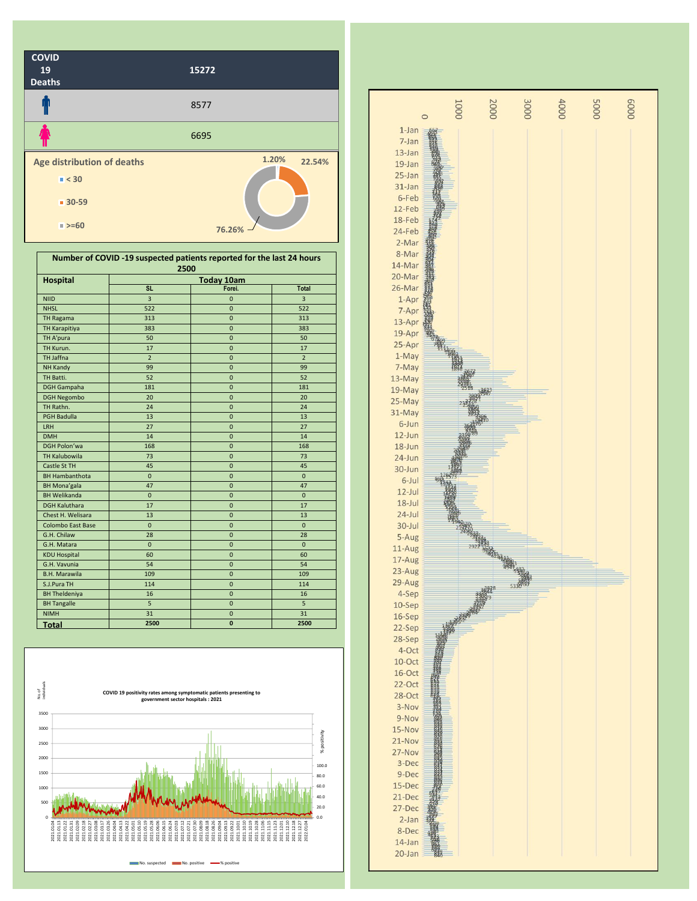| COVID 19 Deaths | 15272 |
|---|---|
| Male | 8577 |
| Female | 6695 |

## Age distribution of deaths

- < 30
- 30-59
- >=60

1.20%

22.54%

76.26%

| Number of COVID -19 suspected patients reported for the last 24 hours 2500 | | | |
|---|---|---|---|
| Hospital | Today 10am | | |
| | SL | Forei. | Total |
| NIID | 3 | 0 | 3 |
| NHSL | 522 | 0 | 522 |
| TH Ragama | 313 | 0 | 313 |
| TH Karapitiya | 383 | 0 | 383 |
| TH A'pura | 50 | 0 | 50 |
| TH Kurun. | 17 | 0 | 17 |
| TH Jaffna | 2 | 0 | 2 |
| NH Kandy | 99 | 0 | 99 |
| TH Batti. | 52 | 0 | 52 |
| DGH Gampaha | 181 | 0 | 181 |
| DGH Negombo | 20 | 0 | 20 |
| TH Rathn. | 24 | 0 | 24 |
| PGH Badulla | 13 | 0 | 13 |
| LRH | 27 | 0 | 27 |
| DMH | 14 | 0 | 14 |
| DGH Polon'wa | 168 | 0 | 168 |
| TH Kalubowila | 73 | 0 | 73 |
| Castle St TH | 45 | 0 | 45 |
| BH Hambanthota | 0 | 0 | 0 |
| BH Mona'gala | 47 | 0 | 47 |
| BH Welikanda | 0 | 0 | 0 |
| DGH Kaluthara | 17 | 0 | 17 |
| Chest H. Welisara | 13 | 0 | 13 |
| Colombo East Base | 0 | 0 | 0 |
| G.H. Chilaw | 28 | 0 | 28 |
| G.H. Matara | 0 | 0 | 0 |
| KDU Hospital | 60 | 0 | 60 |
| G.H. Vavunia | 54 | 0 | 54 |
| B.H. Marawila | 109 | 0 | 109 |
| S.J.Pura TH | 114 | 0 | 114 |
| BH Theldeniya | 16 | 0 | 16 |
| BH Tangalle | 5 | 0 | 5 |
| NIMH | 31 | 0 | 31 |
| **Total** | **2500** | **0** | **2500** |

COVID 19 positivity rates among symptomatic patients presenting to government sector hospitals : 2021

No of individuals

% positivity

No. suspected

No. positive

% positive